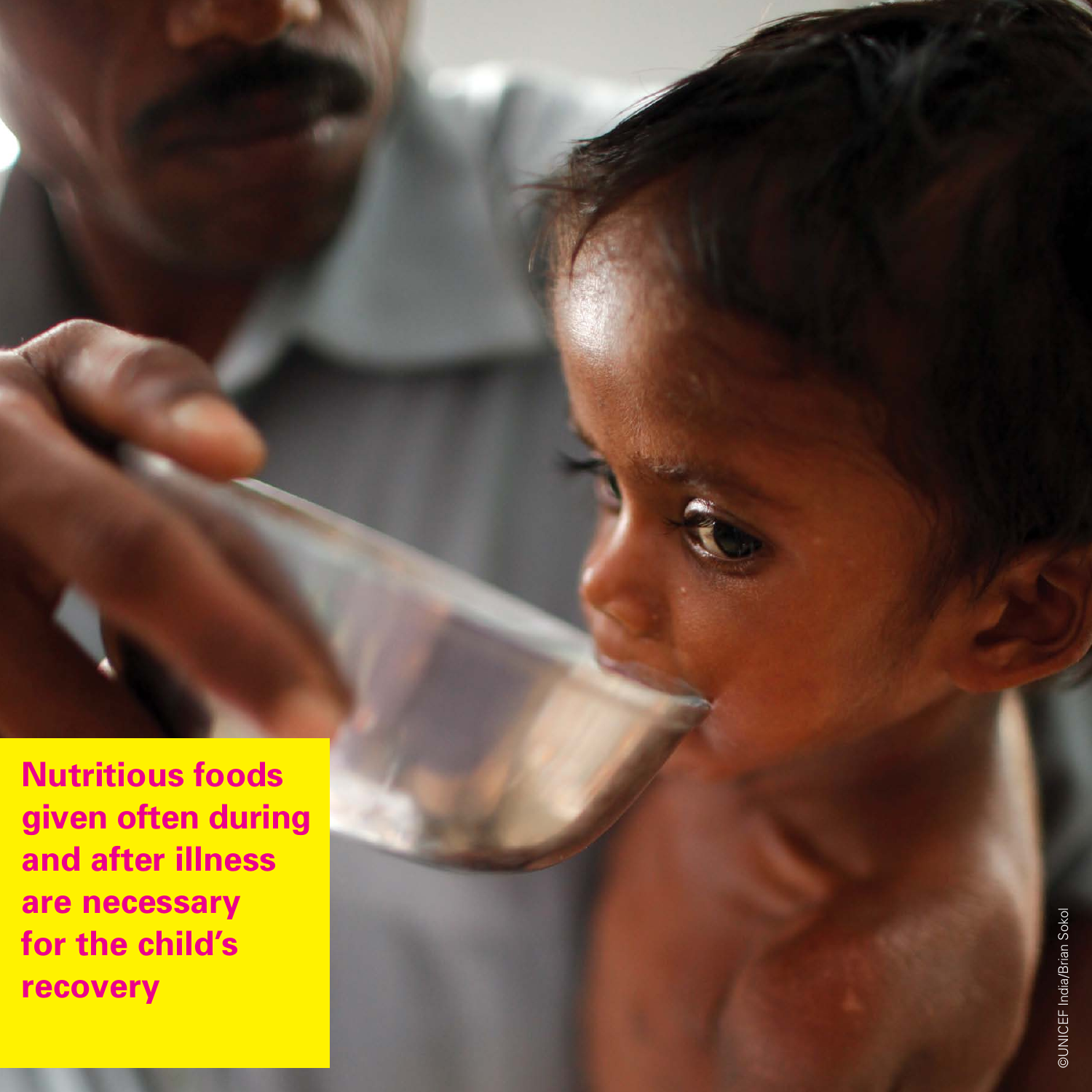**Nutritious foods given often during and after illness are necessary for the child's recovery**

©UNICEF India/Brian Sokol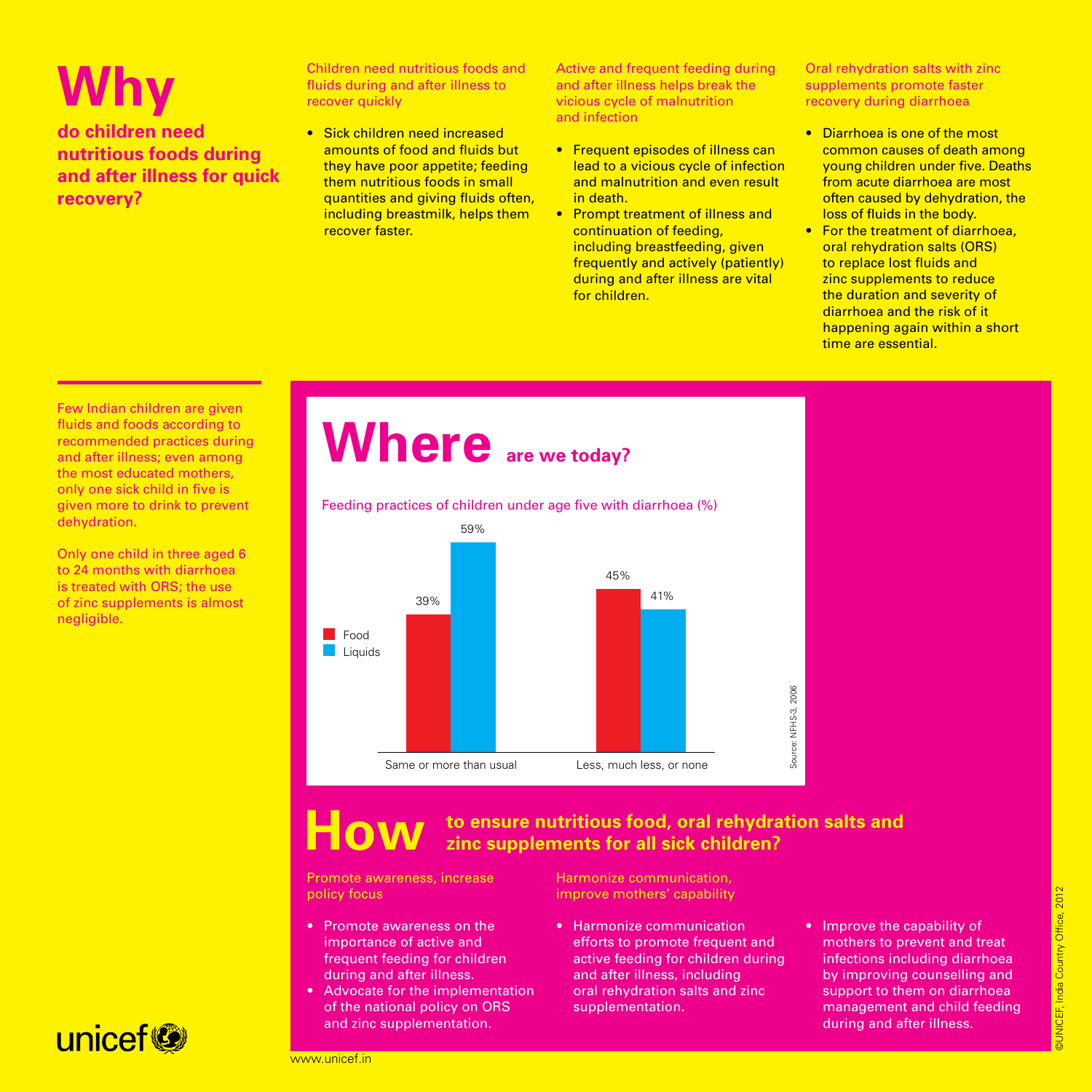# Why

## do children need nutritious foods during and after illness for quick recovery?

Children need nutritious foods and fluids during and after illness to recover quickly

- Sick children need increased amounts of food and fluids but they have poor appetite; feeding them nutritious foods in small quantities and giving fluids often, including breastmilk, helps them recover faster.

Active and frequent feeding during and after illness helps break the vicious cycle of malnutrition and infection

- Frequent episodes of illness can lead to a vicious cycle of infection and malnutrition and even result in death.
- Prompt treatment of illness and continuation of feeding, including breastfeeding, given frequently and actively (patiently) during and after illness are vital for children.

Oral rehydration salts with zinc supplements promote faster recovery during diarrhoea

- Diarrhoea is one of the most common causes of death among young children under five. Deaths from acute diarrhoea are most often caused by dehydration, the loss of fluids in the body.
- For the treatment of diarrhoea, oral rehydration salts (ORS) to replace lost fluids and zinc supplements to reduce the duration and severity of diarrhoea and the risk of it happening again within a short time are essential.

Few Indian children are given fluids and foods according to recommended practices during and after illness; even among the most educated mothers, only one sick child in five is given more to drink to prevent dehydration.

Only one child in three aged 6 to 24 months with diarrhoea is treated with ORS; the use of zinc supplements is almost negligible.

# Where are we today?

Feeding practices of children under age five with diarrhoea (%)

Food
Liquids

Same or more than usual: 39%, 59%

Less, much less, or none: 45%, 41%

Source: NFHS-3, 2006

# How to ensure nutritious food, oral rehydration salts and zinc supplements for all sick children?

Promote awareness, increase policy focus

- Promote awareness on the importance of active and frequent feeding for children during and after illness.
- Advocate for the implementation of the national policy on ORS and zinc supplementation.

Harmonize communication, improve mothers' capability

- Harmonize communication efforts to promote frequent and active feeding for children during and after illness, including oral rehydration salts and zinc supplementation.
- Improve the capability of mothers to prevent and treat infections including diarrhoea by improving counselling and support to them on diarrhoea management and child feeding during and after illness.

unicef

www.unicef.in

©UNICEF, India Country Office, 2012